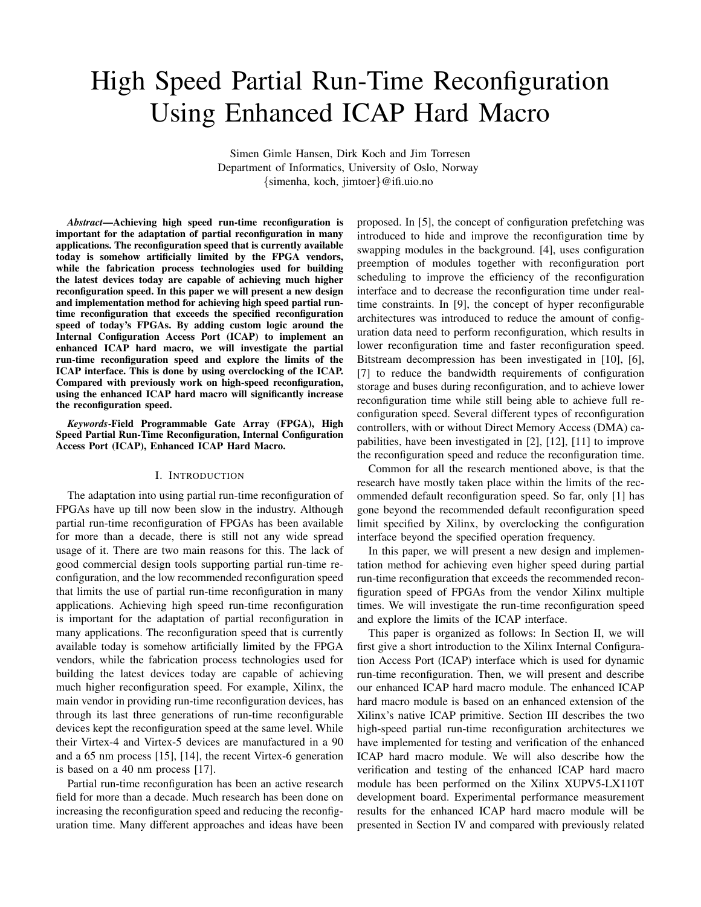# High Speed Partial Run-Time Reconfiguration Using Enhanced ICAP Hard Macro

Simen Gimle Hansen, Dirk Koch and Jim Torresen
Department of Informatics, University of Oslo, Norway
{simenha, koch, jimtoer}@ifi.uio.no

***Abstract*—Achieving high speed run-time reconfiguration is important for the adaptation of partial reconfiguration in many applications. The reconfiguration speed that is currently available today is somehow artificially limited by the FPGA vendors, while the fabrication process technologies used for building the latest devices today are capable of achieving much higher reconfiguration speed. In this paper we will present a new design and implementation method for achieving high speed partial run-time reconfiguration that exceeds the specified reconfiguration speed of today's FPGAs. By adding custom logic around the Internal Configuration Access Port (ICAP) to implement an enhanced ICAP hard macro, we will investigate the partial run-time reconfiguration speed and explore the limits of the ICAP interface. This is done by using overclocking of the ICAP. Compared with previously work on high-speed reconfiguration, using the enhanced ICAP hard macro will significantly increase the reconfiguration speed.**

***Keywords*-Field Programmable Gate Array (FPGA), High Speed Partial Run-Time Reconfiguration, Internal Configuration Access Port (ICAP), Enhanced ICAP Hard Macro.**

## I. Introduction

The adaptation into using partial run-time reconfiguration of FPGAs have up till now been slow in the industry. Although partial run-time reconfiguration of FPGAs has been available for more than a decade, there is still not any wide spread usage of it. There are two main reasons for this. The lack of good commercial design tools supporting partial run-time reconfiguration, and the low recommended reconfiguration speed that limits the use of partial run-time reconfiguration in many applications. Achieving high speed run-time reconfiguration is important for the adaptation of partial reconfiguration in many applications. The reconfiguration speed that is currently available today is somehow artificially limited by the FPGA vendors, while the fabrication process technologies used for building the latest devices today are capable of achieving much higher reconfiguration speed. For example, Xilinx, the main vendor in providing run-time reconfiguration devices, has through its last three generations of run-time reconfigurable devices kept the reconfiguration speed at the same level. While their Virtex-4 and Virtex-5 devices are manufactured in a 90 and a 65 nm process [15], [14], the recent Virtex-6 generation is based on a 40 nm process [17].

Partial run-time reconfiguration has been an active research field for more than a decade. Much research has been done on increasing the reconfiguration speed and reducing the reconfiguration time. Many different approaches and ideas have been proposed. In [5], the concept of configuration prefetching was introduced to hide and improve the reconfiguration time by swapping modules in the background. [4], uses configuration preemption of modules together with reconfiguration port scheduling to improve the efficiency of the reconfiguration interface and to decrease the reconfiguration time under real-time constraints. In [9], the concept of hyper reconfigurable architectures was introduced to reduce the amount of configuration data need to perform reconfiguration, which results in lower reconfiguration time and faster reconfiguration speed. Bitstream decompression has been investigated in [10], [6], [7] to reduce the bandwidth requirements of configuration storage and buses during reconfiguration, and to achieve lower reconfiguration time while still being able to achieve full reconfiguration speed. Several different types of reconfiguration controllers, with or without Direct Memory Access (DMA) capabilities, have been investigated in [2], [12], [11] to improve the reconfiguration speed and reduce the reconfiguration time.

Common for all the research mentioned above, is that the research have mostly taken place within the limits of the recommended default reconfiguration speed. So far, only [1] has gone beyond the recommended default reconfiguration speed limit specified by Xilinx, by overclocking the configuration interface beyond the specified operation frequency.

In this paper, we will present a new design and implementation method for achieving even higher speed during partial run-time reconfiguration that exceeds the recommended reconfiguration speed of FPGAs from the vendor Xilinx multiple times. We will investigate the run-time reconfiguration speed and explore the limits of the ICAP interface.

This paper is organized as follows: In Section II, we will first give a short introduction to the Xilinx Internal Configuration Access Port (ICAP) interface which is used for dynamic run-time reconfiguration. Then, we will present and describe our enhanced ICAP hard macro module. The enhanced ICAP hard macro module is based on an enhanced extension of the Xilinx's native ICAP primitive. Section III describes the two high-speed partial run-time reconfiguration architectures we have implemented for testing and verification of the enhanced ICAP hard macro module. We will also describe how the verification and testing of the enhanced ICAP hard macro module has been performed on the Xilinx XUPV5-LX110T development board. Experimental performance measurement results for the enhanced ICAP hard macro module will be presented in Section IV and compared with previously related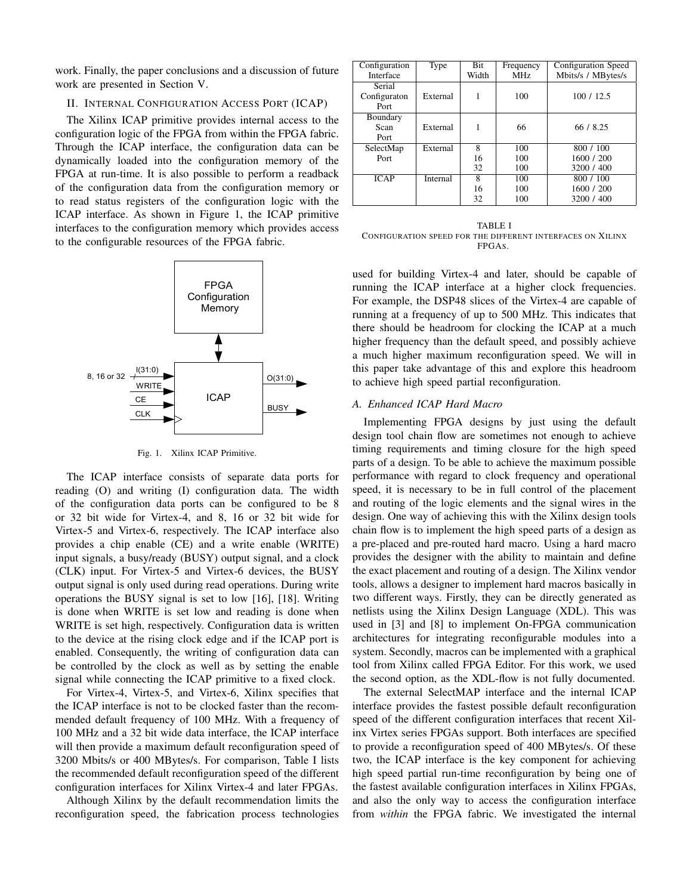work. Finally, the paper conclusions and a discussion of future work are presented in Section V.

## II. Internal Configuration Access Port (ICAP)

The Xilinx ICAP primitive provides internal access to the configuration logic of the FPGA from within the FPGA fabric. Through the ICAP interface, the configuration data can be dynamically loaded into the configuration memory of the FPGA at run-time. It is also possible to perform a readback of the configuration data from the configuration memory or to read status registers of the configuration logic with the ICAP interface. As shown in Figure 1, the ICAP primitive interfaces to the configuration memory which provides access to the configurable resources of the FPGA fabric.

Fig. 1. Xilinx ICAP Primitive.

The ICAP interface consists of separate data ports for reading (O) and writing (I) configuration data. The width of the configuration data ports can be configured to be 8 or 32 bit wide for Virtex-4, and 8, 16 or 32 bit wide for Virtex-5 and Virtex-6, respectively. The ICAP interface also provides a chip enable (CE) and a write enable (WRITE) input signals, a busy/ready (BUSY) output signal, and a clock (CLK) input. For Virtex-5 and Virtex-6 devices, the BUSY output signal is only used during read operations. During write operations the BUSY signal is set to low [16], [18]. Writing is done when WRITE is set low and reading is done when WRITE is set high, respectively. Configuration data is written to the device at the rising clock edge and if the ICAP port is enabled. Consequently, the writing of configuration data can be controlled by the clock as well as by setting the enable signal while connecting the ICAP primitive to a fixed clock.

For Virtex-4, Virtex-5, and Virtex-6, Xilinx specifies that the ICAP interface is not to be clocked faster than the recommended default frequency of 100 MHz. With a frequency of 100 MHz and a 32 bit wide data interface, the ICAP interface will then provide a maximum default reconfiguration speed of 3200 Mbits/s or 400 MBytes/s. For comparison, Table I lists the recommended default reconfiguration speed of the different configuration interfaces for Xilinx Virtex-4 and later FPGAs.

Although Xilinx by the default recommendation limits the reconfiguration speed, the fabrication process technologies used for building Virtex-4 and later, should be capable of running the ICAP interface at a higher clock frequencies. For example, the DSP48 slices of the Virtex-4 are capable of running at a frequency of up to 500 MHz. This indicates that there should be headroom for clocking the ICAP at a much higher frequency than the default speed, and possibly achieve a much higher maximum reconfiguration speed. We will in this paper take advantage of this and explore this headroom to achieve high speed partial reconfiguration.

| Configuration Interface | Type | Bit Width | Frequency MHz | Configuration Speed Mbits/s / MBytes/s |
|---|---|---|---|---|
| Serial Configuraton Port | External | 1 | 100 | 100 / 12.5 |
| Boundary Scan Port | External | 1 | 66 | 66 / 8.25 |
| SelectMap Port | External | 8 | 100 | 800 / 100 |
| | | 16 | 100 | 1600 / 200 |
| | | 32 | 100 | 3200 / 400 |
| ICAP | Internal | 8 | 100 | 800 / 100 |
| | | 16 | 100 | 1600 / 200 |
| | | 32 | 100 | 3200 / 400 |

TABLE I
Configuration speed for the different interfaces on Xilinx FPGAs.

### A. Enhanced ICAP Hard Macro

Implementing FPGA designs by just using the default design tool chain flow are sometimes not enough to achieve timing requirements and timing closure for the high speed parts of a design. To be able to achieve the maximum possible performance with regard to clock frequency and operational speed, it is necessary to be in full control of the placement and routing of the logic elements and the signal wires in the design. One way of achieving this with the Xilinx design tools chain flow is to implement the high speed parts of a design as a pre-placed and pre-routed hard macro. Using a hard macro provides the designer with the ability to maintain and define the exact placement and routing of a design. The Xilinx vendor tools, allows a designer to implement hard macros basically in two different ways. Firstly, they can be directly generated as netlists using the Xilinx Design Language (XDL). This was used in [3] and [8] to implement On-FPGA communication architectures for integrating reconfigurable modules into a system. Secondly, macros can be implemented with a graphical tool from Xilinx called FPGA Editor. For this work, we used the second option, as the XDL-flow is not fully documented.

The external SelectMAP interface and the internal ICAP interface provides the fastest possible default reconfiguration speed of the different configuration interfaces that recent Xilinx Virtex series FPGAs support. Both interfaces are specified to provide a reconfiguration speed of 400 MBytes/s. Of these two, the ICAP interface is the key component for achieving high speed partial run-time reconfiguration by being one of the fastest available configuration interfaces in Xilinx FPGAs, and also the only way to access the configuration interface from *within* the FPGA fabric. We investigated the internal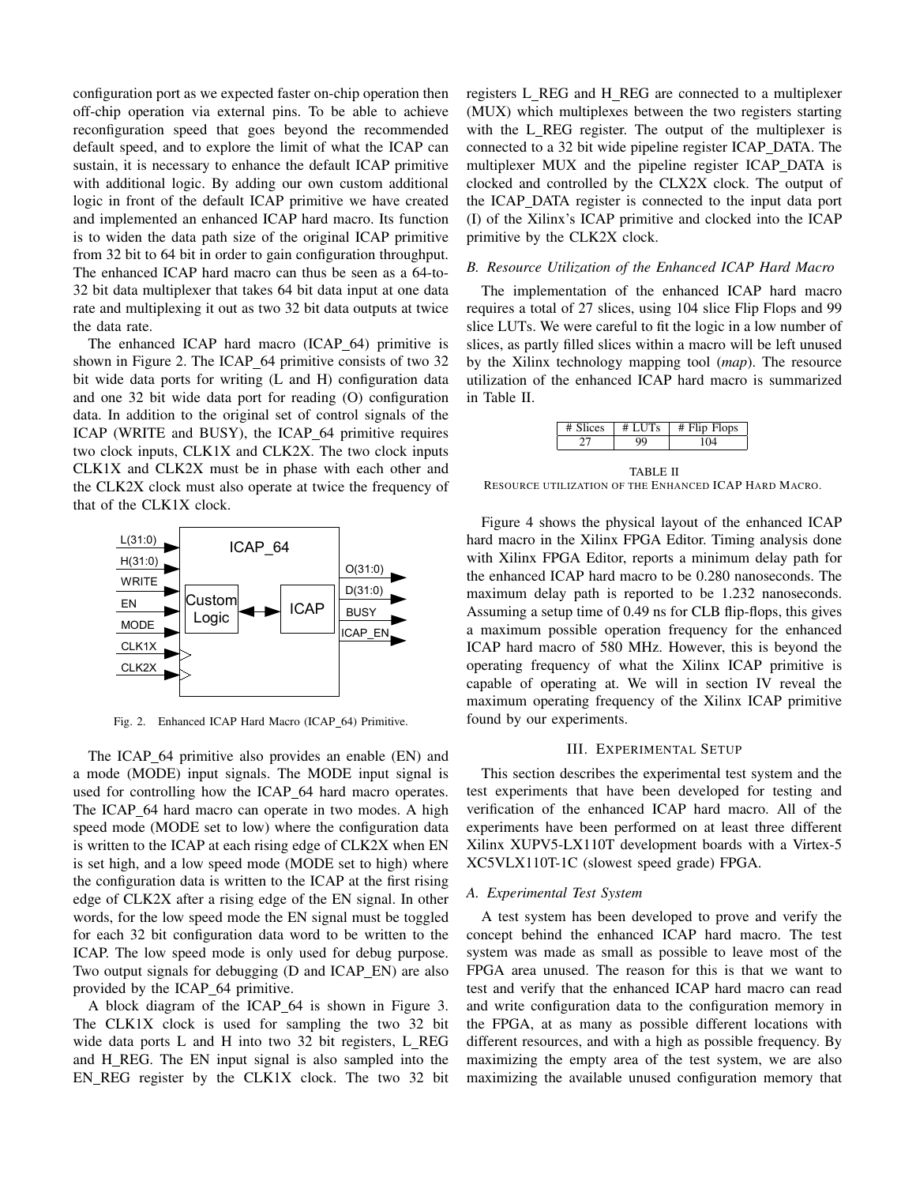configuration port as we expected faster on-chip operation then off-chip operation via external pins. To be able to achieve reconfiguration speed that goes beyond the recommended default speed, and to explore the limit of what the ICAP can sustain, it is necessary to enhance the default ICAP primitive with additional logic. By adding our own custom additional logic in front of the default ICAP primitive we have created and implemented an enhanced ICAP hard macro. Its function is to widen the data path size of the original ICAP primitive from 32 bit to 64 bit in order to gain configuration throughput. The enhanced ICAP hard macro can thus be seen as a 64-to-32 bit data multiplexer that takes 64 bit data input at one data rate and multiplexing it out as two 32 bit data outputs at twice the data rate.

The enhanced ICAP hard macro (ICAP_64) primitive is shown in Figure 2. The ICAP_64 primitive consists of two 32 bit wide data ports for writing (L and H) configuration data and one 32 bit wide data port for reading (O) configuration data. In addition to the original set of control signals of the ICAP (WRITE and BUSY), the ICAP_64 primitive requires two clock inputs, CLK1X and CLK2X. The two clock inputs CLK1X and CLK2X must be in phase with each other and the CLK2X clock must also operate at twice the frequency of that of the CLK1X clock.

Fig. 2. Enhanced ICAP Hard Macro (ICAP_64) Primitive.

The ICAP_64 primitive also provides an enable (EN) and a mode (MODE) input signals. The MODE input signal is used for controlling how the ICAP_64 hard macro operates. The ICAP_64 hard macro can operate in two modes. A high speed mode (MODE set to low) where the configuration data is written to the ICAP at each rising edge of CLK2X when EN is set high, and a low speed mode (MODE set to high) where the configuration data is written to the ICAP at the first rising edge of CLK2X after a rising edge of the EN signal. In other words, for the low speed mode the EN signal must be toggled for each 32 bit configuration data word to be written to the ICAP. The low speed mode is only used for debug purpose. Two output signals for debugging (D and ICAP_EN) are also provided by the ICAP_64 primitive.

A block diagram of the ICAP_64 is shown in Figure 3. The CLK1X clock is used for sampling the two 32 bit wide data ports L and H into two 32 bit registers, L_REG and H_REG. The EN input signal is also sampled into the EN_REG register by the CLK1X clock. The two 32 bit registers L_REG and H_REG are connected to a multiplexer (MUX) which multiplexes between the two registers starting with the L_REG register. The output of the multiplexer is connected to a 32 bit wide pipeline register ICAP_DATA. The multiplexer MUX and the pipeline register ICAP_DATA is clocked and controlled by the CLX2X clock. The output of the ICAP_DATA register is connected to the input data port (I) of the Xilinx's ICAP primitive and clocked into the ICAP primitive by the CLK2X clock.

### B. Resource Utilization of the Enhanced ICAP Hard Macro

The implementation of the enhanced ICAP hard macro requires a total of 27 slices, using 104 slice Flip Flops and 99 slice LUTs. We were careful to fit the logic in a low number of slices, as partly filled slices within a macro will be left unused by the Xilinx technology mapping tool (*map*). The resource utilization of the enhanced ICAP hard macro is summarized in Table II.

| # Slices | # LUTs | # Flip Flops |
|---|---|---|
| 27 | 99 | 104 |

TABLE II
RESOURCE UTILIZATION OF THE ENHANCED ICAP HARD MACRO.

Figure 4 shows the physical layout of the enhanced ICAP hard macro in the Xilinx FPGA Editor. Timing analysis done with Xilinx FPGA Editor, reports a minimum delay path for the enhanced ICAP hard macro to be 0.280 nanoseconds. The maximum delay path is reported to be 1.232 nanoseconds. Assuming a setup time of 0.49 ns for CLB flip-flops, this gives a maximum possible operation frequency for the enhanced ICAP hard macro of 580 MHz. However, this is beyond the operating frequency of what the Xilinx ICAP primitive is capable of operating at. We will in section IV reveal the maximum operating frequency of the Xilinx ICAP primitive found by our experiments.

## III. Experimental Setup

This section describes the experimental test system and the test experiments that have been developed for testing and verification of the enhanced ICAP hard macro. All of the experiments have been performed on at least three different Xilinx XUPV5-LX110T development boards with a Virtex-5 XC5VLX110T-1C (slowest speed grade) FPGA.

### A. Experimental Test System

A test system has been developed to prove and verify the concept behind the enhanced ICAP hard macro. The test system was made as small as possible to leave most of the FPGA area unused. The reason for this is that we want to test and verify that the enhanced ICAP hard macro can read and write configuration data to the configuration memory in the FPGA, at as many as possible different locations with different resources, and with a high as possible frequency. By maximizing the empty area of the test system, we are also maximizing the available unused configuration memory that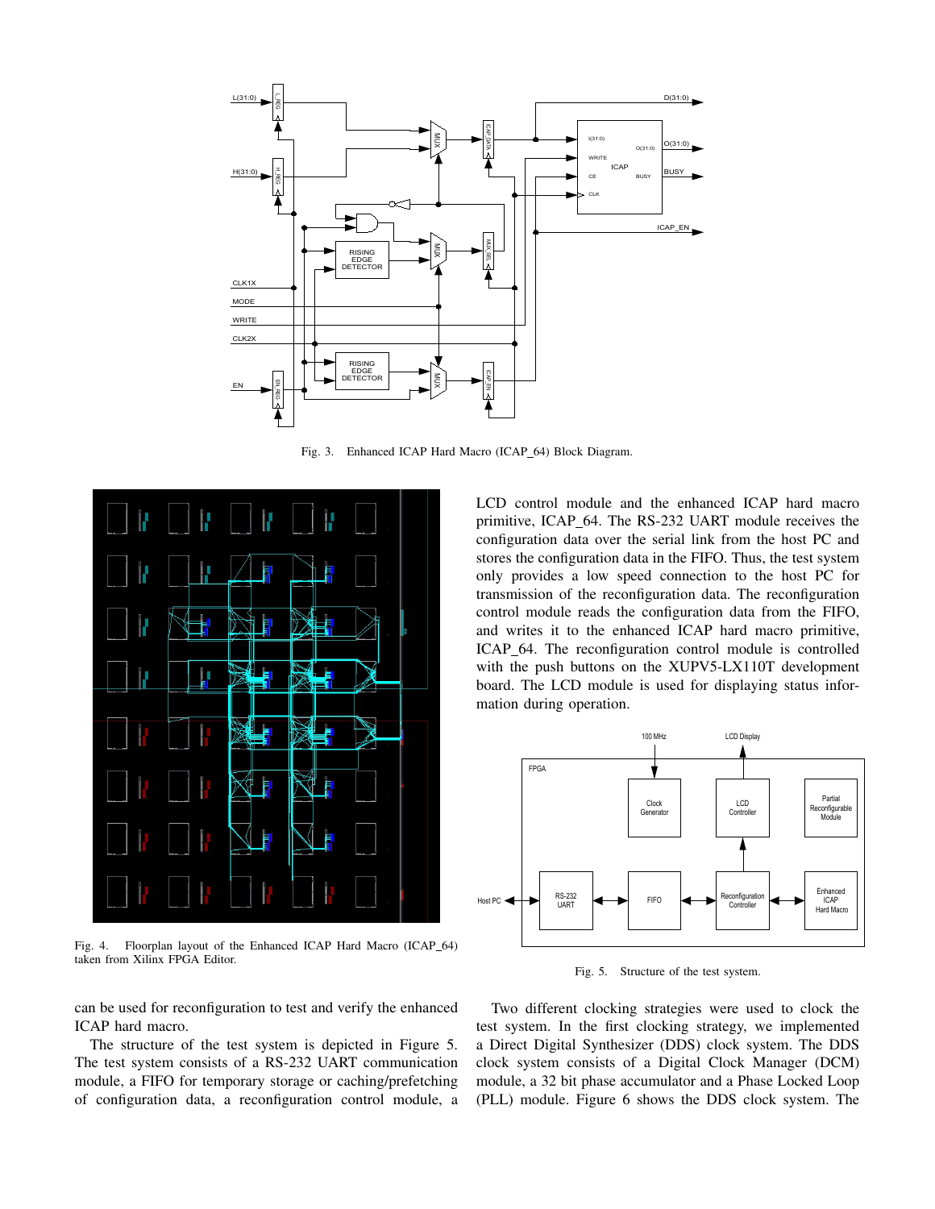Fig. 3. Enhanced ICAP Hard Macro (ICAP_64) Block Diagram.

Fig. 4. Floorplan layout of the Enhanced ICAP Hard Macro (ICAP_64) taken from Xilinx FPGA Editor.

can be used for reconfiguration to test and verify the enhanced ICAP hard macro.

The structure of the test system is depicted in Figure 5. The test system consists of a RS-232 UART communication module, a FIFO for temporary storage or caching/prefetching of configuration data, a reconfiguration control module, a LCD control module and the enhanced ICAP hard macro primitive, ICAP_64. The RS-232 UART module receives the configuration data over the serial link from the host PC and stores the configuration data in the FIFO. Thus, the test system only provides a low speed connection to the host PC for transmission of the reconfiguration data. The reconfiguration control module reads the configuration data from the FIFO, and writes it to the enhanced ICAP hard macro primitive, ICAP_64. The reconfiguration control module is controlled with the push buttons on the XUPV5-LX110T development board. The LCD module is used for displaying status information during operation.

Fig. 5. Structure of the test system.

Two different clocking strategies were used to clock the test system. In the first clocking strategy, we implemented a Direct Digital Synthesizer (DDS) clock system. The DDS clock system consists of a Digital Clock Manager (DCM) module, a 32 bit phase accumulator and a Phase Locked Loop (PLL) module. Figure 6 shows the DDS clock system. The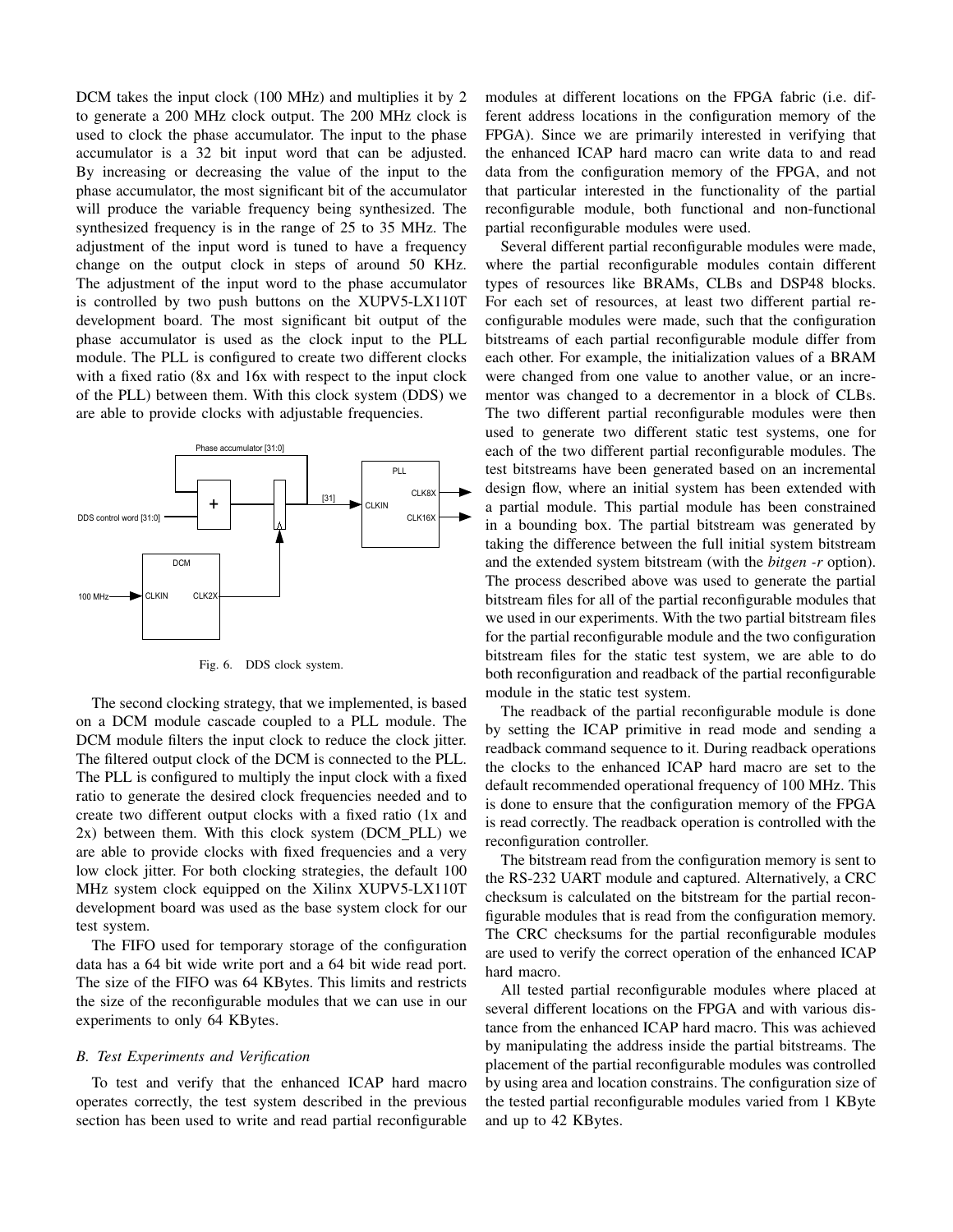DCM takes the input clock (100 MHz) and multiplies it by 2 to generate a 200 MHz clock output. The 200 MHz clock is used to clock the phase accumulator. The input to the phase accumulator is a 32 bit input word that can be adjusted. By increasing or decreasing the value of the input to the phase accumulator, the most significant bit of the accumulator will produce the variable frequency being synthesized. The synthesized frequency is in the range of 25 to 35 MHz. The adjustment of the input word is tuned to have a frequency change on the output clock in steps of around 50 KHz. The adjustment of the input word to the phase accumulator is controlled by two push buttons on the XUPV5-LX110T development board. The most significant bit output of the phase accumulator is used as the clock input to the PLL module. The PLL is configured to create two different clocks with a fixed ratio (8x and 16x with respect to the input clock of the PLL) between them. With this clock system (DDS) we are able to provide clocks with adjustable frequencies.

Phase accumulator [31:0]
+
[31]
PLL
CLKIN
CLK8X
CLK16X
DDS control word [31:0]
DCM
100 MHz
CLKIN
CLK2X

Fig. 6. DDS clock system.

The second clocking strategy, that we implemented, is based on a DCM module cascade coupled to a PLL module. The DCM module filters the input clock to reduce the clock jitter. The filtered output clock of the DCM is connected to the PLL. The PLL is configured to multiply the input clock with a fixed ratio to generate the desired clock frequencies needed and to create two different output clocks with a fixed ratio (1x and 2x) between them. With this clock system (DCM_PLL) we are able to provide clocks with fixed frequencies and a very low clock jitter. For both clocking strategies, the default 100 MHz system clock equipped on the Xilinx XUPV5-LX110T development board was used as the base system clock for our test system.

The FIFO used for temporary storage of the configuration data has a 64 bit wide write port and a 64 bit wide read port. The size of the FIFO was 64 KBytes. This limits and restricts the size of the reconfigurable modules that we can use in our experiments to only 64 KBytes.

### B. Test Experiments and Verification

To test and verify that the enhanced ICAP hard macro operates correctly, the test system described in the previous section has been used to write and read partial reconfigurable modules at different locations on the FPGA fabric (i.e. different address locations in the configuration memory of the FPGA). Since we are primarily interested in verifying that the enhanced ICAP hard macro can write data to and read data from the configuration memory of the FPGA, and not that particular interested in the functionality of the partial reconfigurable module, both functional and non-functional partial reconfigurable modules were used.

Several different partial reconfigurable modules were made, where the partial reconfigurable modules contain different types of resources like BRAMs, CLBs and DSP48 blocks. For each set of resources, at least two different partial reconfigurable modules were made, such that the configuration bitstreams of each partial reconfigurable module differ from each other. For example, the initialization values of a BRAM were changed from one value to another value, or an incrementor was changed to a decrementor in a block of CLBs. The two different partial reconfigurable modules were then used to generate two different static test systems, one for each of the two different partial reconfigurable modules. The test bitstreams have been generated based on an incremental design flow, where an initial system has been extended with a partial module. This partial module has been constrained in a bounding box. The partial bitstream was generated by taking the difference between the full initial system bitstream and the extended system bitstream (with the *bitgen -r* option). The process described above was used to generate the partial bitstream files for all of the partial reconfigurable modules that we used in our experiments. With the two partial bitstream files for the partial reconfigurable module and the two configuration bitstream files for the static test system, we are able to do both reconfiguration and readback of the partial reconfigurable module in the static test system.

The readback of the partial reconfigurable module is done by setting the ICAP primitive in read mode and sending a readback command sequence to it. During readback operations the clocks to the enhanced ICAP hard macro are set to the default recommended operational frequency of 100 MHz. This is done to ensure that the configuration memory of the FPGA is read correctly. The readback operation is controlled with the reconfiguration controller.

The bitstream read from the configuration memory is sent to the RS-232 UART module and captured. Alternatively, a CRC checksum is calculated on the bitstream for the partial reconfigurable modules that is read from the configuration memory. The CRC checksums for the partial reconfigurable modules are used to verify the correct operation of the enhanced ICAP hard macro.

All tested partial reconfigurable modules where placed at several different locations on the FPGA and with various distance from the enhanced ICAP hard macro. This was achieved by manipulating the address inside the partial bitstreams. The placement of the partial reconfigurable modules was controlled by using area and location constrains. The configuration size of the tested partial reconfigurable modules varied from 1 KByte and up to 42 KBytes.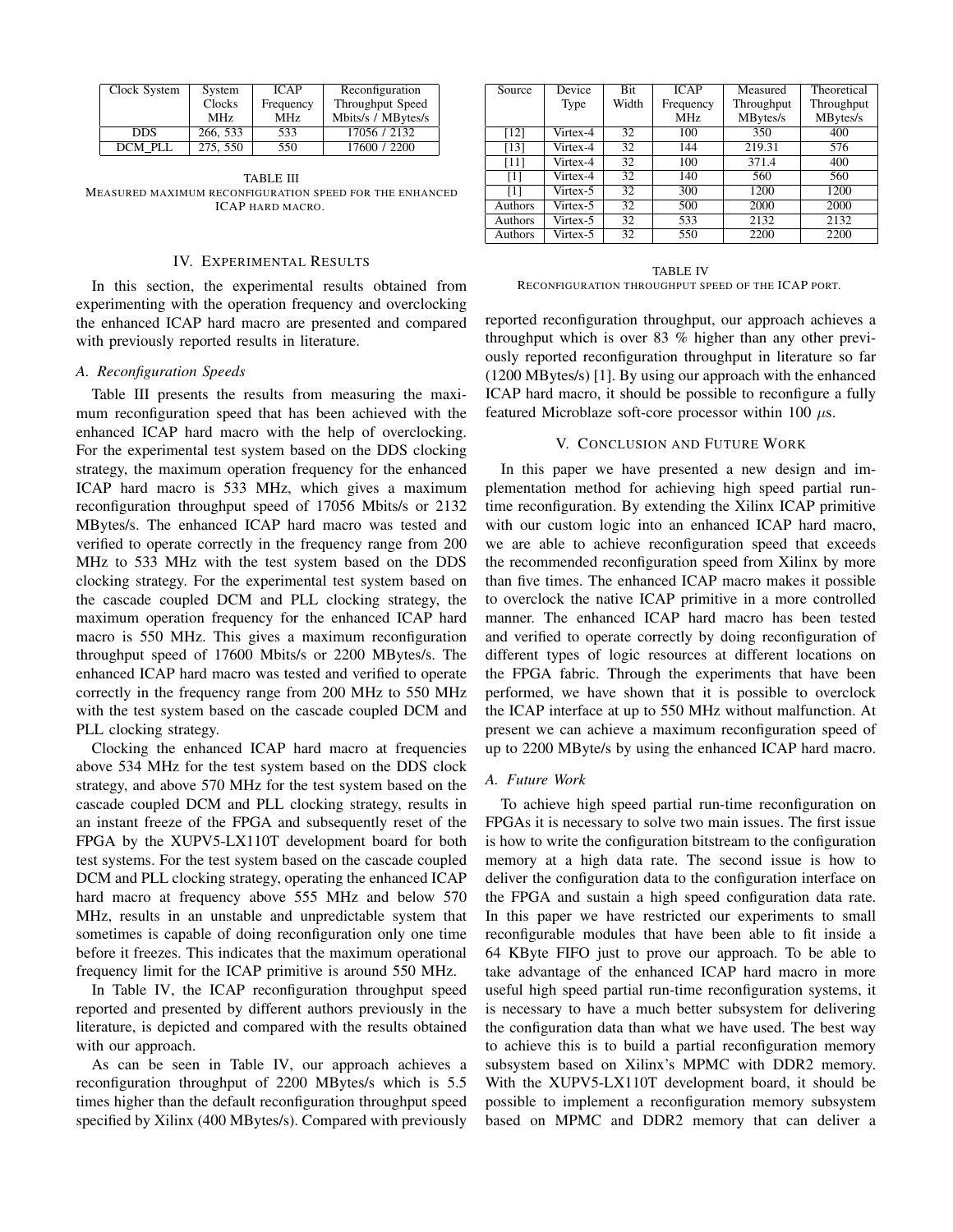| Clock System | System Clocks MHz | ICAP Frequency MHz | Reconfiguration Throughput Speed Mbits/s / MBytes/s |
|---|---|---|---|
| DDS | 266, 533 | 533 | 17056 / 2132 |
| DCM_PLL | 275, 550 | 550 | 17600 / 2200 |

TABLE III
MEASURED MAXIMUM RECONFIGURATION SPEED FOR THE ENHANCED ICAP HARD MACRO.

## IV. Experimental Results

In this section, the experimental results obtained from experimenting with the operation frequency and overclocking the enhanced ICAP hard macro are presented and compared with previously reported results in literature.

### A. Reconfiguration Speeds

Table III presents the results from measuring the maximum reconfiguration speed that has been achieved with the enhanced ICAP hard macro with the help of overclocking. For the experimental test system based on the DDS clocking strategy, the maximum operation frequency for the enhanced ICAP hard macro is 533 MHz, which gives a maximum reconfiguration throughput speed of 17056 Mbits/s or 2132 MBytes/s. The enhanced ICAP hard macro was tested and verified to operate correctly in the frequency range from 200 MHz to 533 MHz with the test system based on the DDS clocking strategy. For the experimental test system based on the cascade coupled DCM and PLL clocking strategy, the maximum operation frequency for the enhanced ICAP hard macro is 550 MHz. This gives a maximum reconfiguration throughput speed of 17600 Mbits/s or 2200 MBytes/s. The enhanced ICAP hard macro was tested and verified to operate correctly in the frequency range from 200 MHz to 550 MHz with the test system based on the cascade coupled DCM and PLL clocking strategy.

Clocking the enhanced ICAP hard macro at frequencies above 534 MHz for the test system based on the DDS clock strategy, and above 570 MHz for the test system based on the cascade coupled DCM and PLL clocking strategy, results in an instant freeze of the FPGA and subsequently reset of the FPGA by the XUPV5-LX110T development board for both test systems. For the test system based on the cascade coupled DCM and PLL clocking strategy, operating the enhanced ICAP hard macro at frequency above 555 MHz and below 570 MHz, results in an unstable and unpredictable system that sometimes is capable of doing reconfiguration only one time before it freezes. This indicates that the maximum operational frequency limit for the ICAP primitive is around 550 MHz.

In Table IV, the ICAP reconfiguration throughput speed reported and presented by different authors previously in the literature, is depicted and compared with the results obtained with our approach.

As can be seen in Table IV, our approach achieves a reconfiguration throughput of 2200 MBytes/s which is 5.5 times higher than the default reconfiguration throughput speed specified by Xilinx (400 MBytes/s). Compared with previously reported reconfiguration throughput, our approach achieves a throughput which is over 83 % higher than any other previously reported reconfiguration throughput in literature so far (1200 MBytes/s) [1]. By using our approach with the enhanced ICAP hard macro, it should be possible to reconfigure a fully featured Microblaze soft-core processor within 100 $\mu$s.

| Source | Device Type | Bit Width | ICAP Frequency MHz | Measured Throughput MBytes/s | Theoretical Throughput MBytes/s |
|---|---|---|---|---|---|
| [12] | Virtex-4 | 32 | 100 | 350 | 400 |
| [13] | Virtex-4 | 32 | 144 | 219.31 | 576 |
| [11] | Virtex-4 | 32 | 100 | 371.4 | 400 |
| [1] | Virtex-4 | 32 | 140 | 560 | 560 |
| [1] | Virtex-5 | 32 | 300 | 1200 | 1200 |
| Authors | Virtex-5 | 32 | 500 | 2000 | 2000 |
| Authors | Virtex-5 | 32 | 533 | 2132 | 2132 |
| Authors | Virtex-5 | 32 | 550 | 2200 | 2200 |

TABLE IV
RECONFIGURATION THROUGHPUT SPEED OF THE ICAP PORT.

## V. Conclusion and Future Work

In this paper we have presented a new design and implementation method for achieving high speed partial run-time reconfiguration. By extending the Xilinx ICAP primitive with our custom logic into an enhanced ICAP hard macro, we are able to achieve reconfiguration speed that exceeds the recommended reconfiguration speed from Xilinx by more than five times. The enhanced ICAP macro makes it possible to overclock the native ICAP primitive in a more controlled manner. The enhanced ICAP hard macro has been tested and verified to operate correctly by doing reconfiguration of different types of logic resources at different locations on the FPGA fabric. Through the experiments that have been performed, we have shown that it is possible to overclock the ICAP interface at up to 550 MHz without malfunction. At present we can achieve a maximum reconfiguration speed of up to 2200 MByte/s by using the enhanced ICAP hard macro.

### A. Future Work

To achieve high speed partial run-time reconfiguration on FPGAs it is necessary to solve two main issues. The first issue is how to write the configuration bitstream to the configuration memory at a high data rate. The second issue is how to deliver the configuration data to the configuration interface on the FPGA and sustain a high speed configuration data rate. In this paper we have restricted our experiments to small reconfigurable modules that have been able to fit inside a 64 KByte FIFO just to prove our approach. To be able to take advantage of the enhanced ICAP hard macro in more useful high speed partial run-time reconfiguration systems, it is necessary to have a much better subsystem for delivering the configuration data than what we have used. The best way to achieve this is to build a partial reconfiguration memory subsystem based on Xilinx's MPMC with DDR2 memory. With the XUPV5-LX110T development board, it should be possible to implement a reconfiguration memory subsystem based on MPMC and DDR2 memory that can deliver a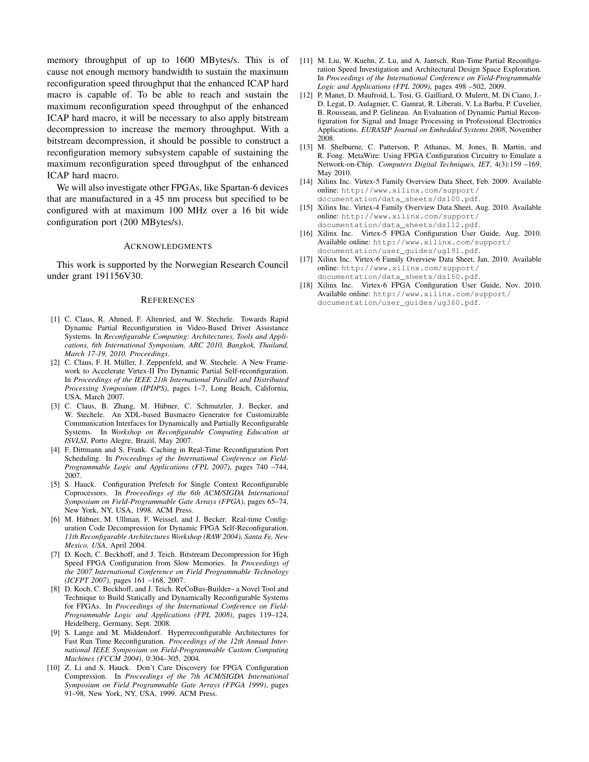memory throughput of up to 1600 MBytes/s. This is of cause not enough memory bandwidth to sustain the maximum reconfiguration speed throughput that the enhanced ICAP hard macro is capable of. To be able to reach and sustain the maximum reconfiguration speed throughput of the enhanced ICAP hard macro, it will be necessary to also apply bitstream decompression to increase the memory throughput. With a bitstream decompression, it should be possible to construct a reconfiguration memory subsystem capable of sustaining the maximum reconfiguration speed throughput of the enhanced ICAP hard macro.

We will also investigate other FPGAs, like Spartan-6 devices that are manufactured in a 45 nm process but specified to be configured with at maximum 100 MHz over a 16 bit wide configuration port (200 MBytes/s).

## Acknowledgments

This work is supported by the Norwegian Research Council under grant 191156V30.

## References

[1] C. Claus, R. Ahmed, F. Altenried, and W. Stechele. Towards Rapid Dynamic Partial Reconfiguration in Video-Based Driver Assistance Systems. In *Reconfigurable Computing: Architectures, Tools and Applications, 6th International Symposium, ARC 2010, Bangkok, Thailand, March 17-19, 2010. Proceedings*.

[2] C. Claus, F. H. Müller, J. Zeppenfeld, and W. Stechele. A New Framework to Accelerate Virtex-II Pro Dynamic Partial Self-reconfiguration. In *Proceedings of the IEEE 21th International Parallel and Distributed Processing Symposium (IPDPS)*, pages 1–7, Long Beach, California, USA, March 2007.

[3] C. Claus, B. Zhang, M. Hübner, C. Schmutzler, J. Becker, and W. Stechele. An XDL-based Busmacro Generator for Customizable Communication Interfaces for Dynamically and Partially Reconfigurable Systems. In *Workshop on Reconfigurable Computing Education at ISVLSI*, Porto Alegre, Brazil, May 2007.

[4] F. Dittmann and S. Frank. Caching in Real-Time Reconfiguration Port Scheduling. In *Proceedings of the International Conference on Field-Programmable Logic and Applications (FPL 2007)*, pages 740 –744, 2007.

[5] S. Hauck. Configuration Prefetch for Single Context Reconfigurable Coprocessors. In *Proceedings of the 6th ACM/SIGDA International Symposium on Field-Programmable Gate Arrays (FPGA)*, pages 65–74, New York, NY, USA, 1998. ACM Press.

[6] M. Hübner, M. Ullman, F. Weissel, and J. Becker. Real-time Configuration Code Decompression for Dynamic FPGA Self-Reconfiguration. *11th Reconfigurable Architectures Workshop (RAW 2004), Santa Fe, New Mexico, USA*, April 2004.

[7] D. Koch, C. Beckhoff, and J. Teich. Bitstream Decompression for High Speed FPGA Configuration from Slow Memories. In *Proceedings of the 2007 International Conference on Field Programmable Technology (ICFPT 2007)*, pages 161 –168, 2007.

[8] D. Koch, C. Beckhoff, and J. Teich. ReCoBus-Builder– a Novel Tool and Technique to Build Statically and Dynamically Reconfigurable Systems for FPGAs. In *Proceedings of the International Conference on Field-Programmable Logic and Applications (FPL 2008)*, pages 119–124, Heidelberg, Germany, Sept. 2008.

[9] S. Lange and M. Middendorf. Hyperreconfigurable Architectures for Fast Run Time Reconfiguration. *Proceedings of the 12th Annual International IEEE Symposium on Field-Programmable Custom Computing Machines (FCCM 2004)*, 0:304–305, 2004.

[10] Z. Li and S. Hauck. Don't Care Discovery for FPGA Configuration Compression. In *Proceedings of the 7th ACM/SIGDA International Symposium on Field Programmable Gate Arrays (FPGA 1999)*, pages 91–98, New York, NY, USA, 1999. ACM Press.

[11] M. Liu, W. Kuehn, Z. Lu, and A. Jantsch. Run-Time Partial Reconfiguration Speed Investigation and Architectural Design Space Exploration. In *Proceedings of the International Conference on Field-Programmable Logic and Applications (FPL 2009)*, pages 498 –502, 2009.

[12] P. Manet, D. Maufroid, L. Tosi, G. Gailliard, O. Mulertt, M. Di Ciano, J.-D. Legat, D. Aulagnier, C. Gamrat, R. Liberati, V. La Barba, P. Cuvelier, B. Rousseau, and P. Gelineau. An Evaluation of Dynamic Partial Reconfiguration for Signal and Image Processing in Professional Electronics Applications. *EURASIP Journal on Embedded Systems 2008*, November 2008.

[13] M. Shelburne, C. Patterson, P. Athanas, M. Jones, B. Martin, and R. Fong. MetaWire: Using FPGA Configuration Circuitry to Emulate a Network-on-Chip. *Computers Digital Techniques, IET*, 4(3):159 –169, May 2010.

[14] Xilinx Inc. Virtex-5 Family Overview Data Sheet, Feb. 2009. Available online: http://www.xilinx.com/support/documentation/data_sheets/ds100.pdf.

[15] Xilinx Inc. Virtex-4 Family Overview Data Sheet, Aug. 2010. Available online: http://www.xilinx.com/support/documentation/data_sheets/ds112.pdf.

[16] Xilinx Inc. Virtex-5 FPGA Configuration User Guide, Aug. 2010. Available online: http://www.xilinx.com/support/documentation/user_guides/ug191.pdf.

[17] Xilinx Inc. Virtex-6 Family Overview Data Sheet, Jan. 2010. Available online: http://www.xilinx.com/support/documentation/data_sheets/ds150.pdf.

[18] Xilinx Inc. Virtex-6 FPGA Configuration User Guide, Nov. 2010. Available online: http://www.xilinx.com/support/documentation/user_guides/ug360.pdf.